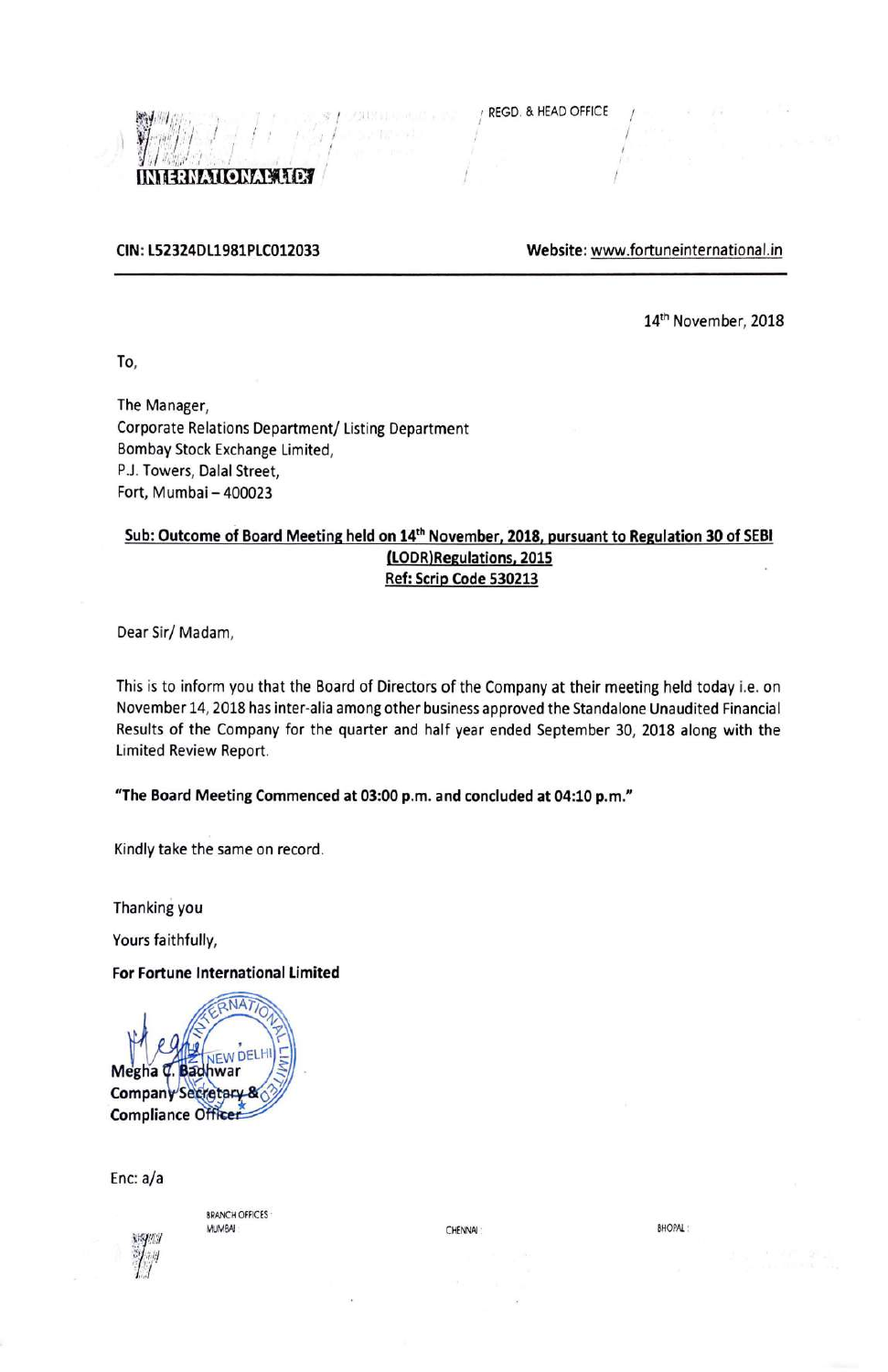INTERNATIONAL LTD.

REGD. & HEAD OFFICE

**CIN: L52324DL1981PLC012033** **Website: www.fortuneinternational.in**

14th November, 2018

To,

The Manager,
Corporate Relations Department/ Listing Department
Bombay Stock Exchange Limited,
P.J. Towers, Dalal Street,
Fort, Mumbai – 400023

**Sub: Outcome of Board Meeting held on 14th November, 2018, pursuant to Regulation 30 of SEBI (LODR)Regulations, 2015**
**Ref: Scrip Code 530213**

Dear Sir/ Madam,

This is to inform you that the Board of Directors of the Company at their meeting held today i.e. on November 14, 2018 has inter-alia among other business approved the Standalone Unaudited Financial Results of the Company for the quarter and half year ended September 30, 2018 along with the Limited Review Report.

**"The Board Meeting Commenced at 03:00 p.m. and concluded at 04:10 p.m."**

Kindly take the same on record.

Thanking you

Yours faithfully,

**For Fortune International Limited**

**Megha C. Badhwar**
**Company Secretary & Compliance Officer**

Enc: a/a

BRANCH OFFICES : MUMBAI CHENNAI BHOPAL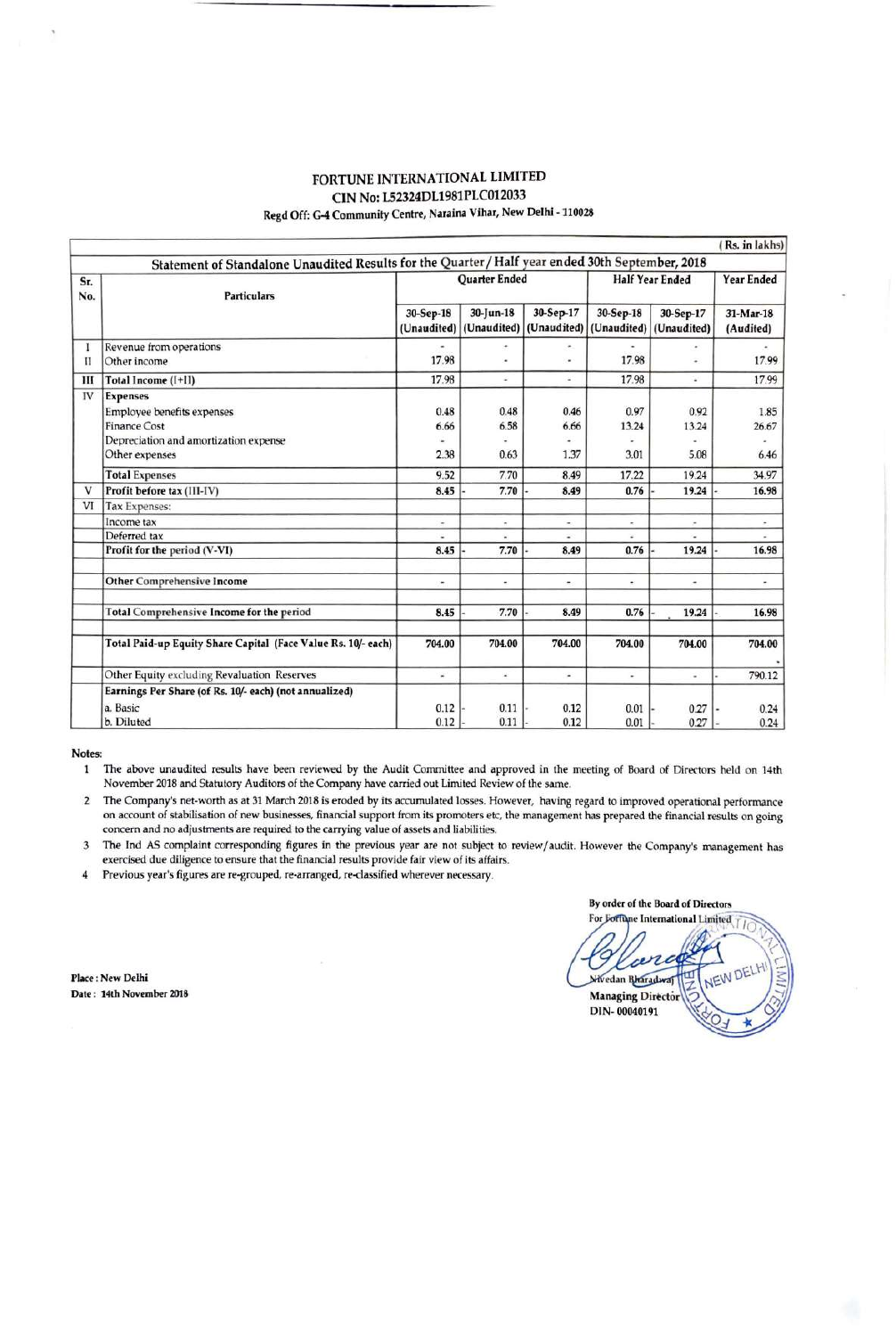# FORTUNE INTERNATIONAL LIMITED

**CIN No: L52324DL1981PLC012033**

**Regd Off: G-4 Community Centre, Naraina Vihar, New Delhi - 110028**

(Rs. in lakhs)

**Statement of Standalone Unaudited Results for the Quarter / Half year ended 30th September, 2018**

| Sr. No. | Particulars | Quarter Ended | | | Half Year Ended | | Year Ended |
|---|---|---|---|---|---|---|---|
| | | 30-Sep-18 (Unaudited) | 30-Jun-18 (Unaudited) | 30-Sep-17 (Unaudited) | 30-Sep-18 (Unaudited) | 30-Sep-17 (Unaudited) | 31-Mar-18 (Audited) |
| I | Revenue from operations | - | - | - | - | - | - |
| II | Other income | 17.98 | - | - | 17.98 | - | 17.99 |
| III | Total Income (I+II) | 17.98 | - | - | 17.98 | - | 17.99 |
| IV | Expenses | | | | | | |
| | Employee benefits expenses | 0.48 | 0.48 | 0.46 | 0.97 | 0.92 | 1.85 |
| | Finance Cost | 6.66 | 6.58 | 6.66 | 13.24 | 13.24 | 26.67 |
| | Depreciation and amortization expense | - | - | - | - | - | - |
| | Other expenses | 2.38 | 0.63 | 1.37 | 3.01 | 5.08 | 6.46 |
| | Total Expenses | 9.52 | 7.70 | 8.49 | 17.22 | 19.24 | 34.97 |
| V | Profit before tax (III-IV) | 8.45 | -7.70 | -8.49 | 0.76 | -19.24 | -16.98 |
| VI | Tax Expenses: | | | | | | |
| | Income tax | - | - | - | - | - | - |
| | Deferred tax | - | - | - | - | - | - |
| | Profit for the period (V-VI) | 8.45 | -7.70 | -8.49 | 0.76 | -19.24 | -16.98 |
| | Other Comprehensive Income | - | - | - | - | - | - |
| | Total Comprehensive Income for the period | 8.45 | -7.70 | -8.49 | 0.76 | -19.24 | -16.98 |
| | Total Paid-up Equity Share Capital (Face Value Rs. 10/- each) | 704.00 | 704.00 | 704.00 | 704.00 | 704.00 | 704.00 |
| | Other Equity excluding Revaluation Reserves | - | - | - | - | - | -790.12 |
| | Earnings Per Share (of Rs. 10/- each) (not annualized) | | | | | | |
| | a. Basic | 0.12 | -0.11 | -0.12 | 0.01 | -0.27 | -0.24 |
| | b. Diluted | 0.12 | -0.11 | -0.12 | 0.01 | -0.27 | -0.24 |

**Notes:**

1. The above unaudited results have been reviewed by the Audit Committee and approved in the meeting of Board of Directors held on 14th November 2018 and Statutory Auditors of the Company have carried out Limited Review of the same.
2. The Company's net-worth as at 31 March 2018 is eroded by its accumulated losses. However, having regard to improved operational performance on account of stabilisation of new businesses, financial support from its promoters etc, the management has prepared the financial results on going concern and no adjustments are required to the carrying value of assets and liabilities.
3. The Ind AS complaint corresponding figures in the previous year are not subject to review/audit. However the Company's management has exercised due diligence to ensure that the financial results provide fair view of its affairs.
4. Previous year's figures are re-grouped, re-arranged, re-classified wherever necessary.

**Place : New Delhi**
**Date : 14th November 2018**

By order of the Board of Directors
For Fortune International Limited

Nivedan Bharadwaj
**Managing Director**
DIN- 00040191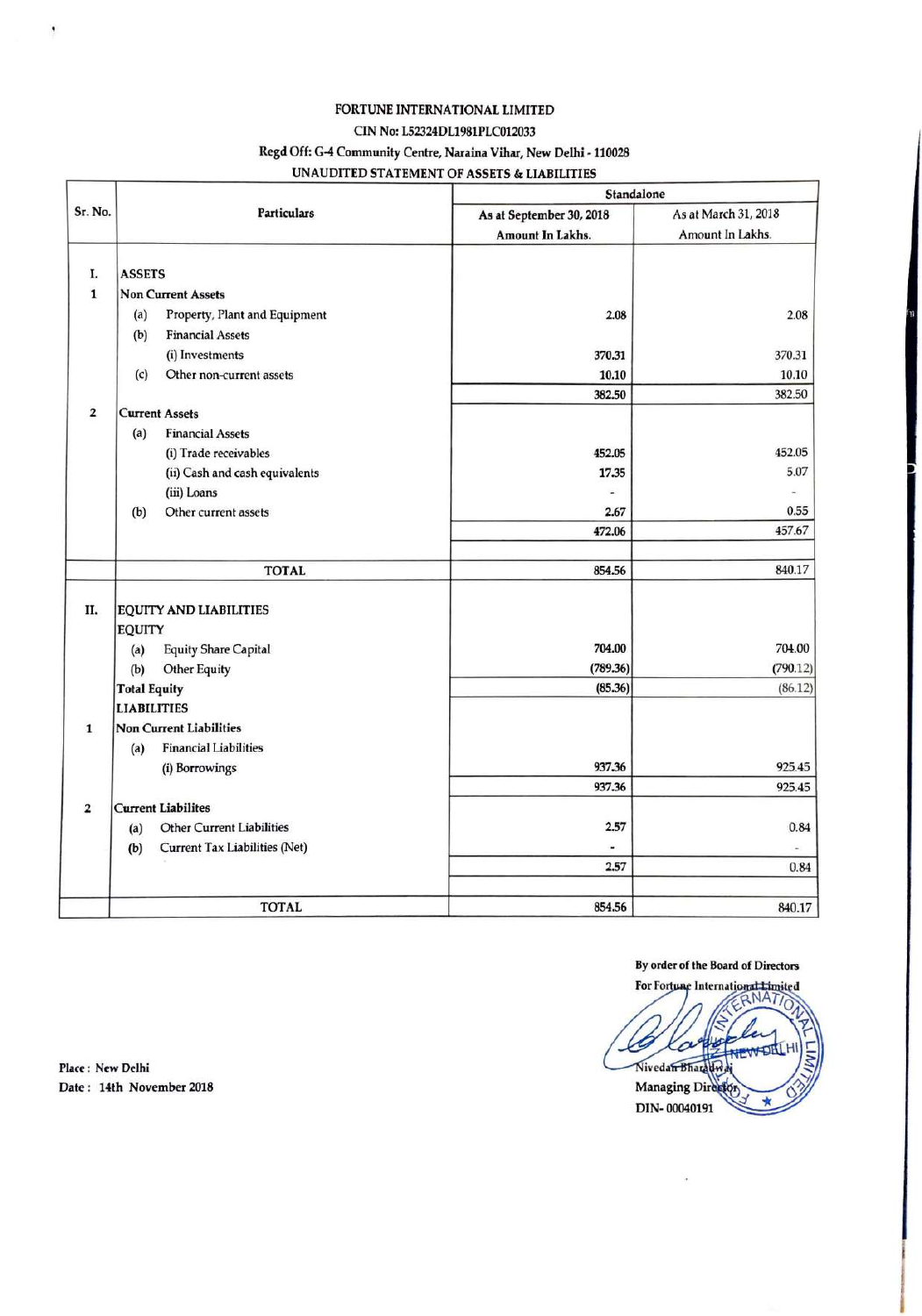FORTUNE INTERNATIONAL LIMITED

CIN No: L52324DL1981PLC012033

Regd Off: G-4 Community Centre, Naraina Vihar, New Delhi - 110028

UNAUDITED STATEMENT OF ASSETS & LIABILITIES

| Sr. No. | Particulars | Standalone | |
|---|---|---|---|
| | | As at September 30, 2018 Amount In Lakhs. | As at March 31, 2018 Amount In Lakhs. |
| I. | ASSETS | | |
| 1 | Non Current Assets | | |
| | (a) Property, Plant and Equipment | 2.08 | 2.08 |
| | (b) Financial Assets | | |
| | (i) Investments | 370.31 | 370.31 |
| | (c) Other non-current assets | 10.10 | 10.10 |
| | | 382.50 | 382.50 |
| 2 | Current Assets | | |
| | (a) Financial Assets | | |
| | (i) Trade receivables | 452.05 | 452.05 |
| | (ii) Cash and cash equivalents | 17.35 | 5.07 |
| | (iii) Loans | - | - |
| | (b) Other current assets | 2.67 | 0.55 |
| | | 472.06 | 457.67 |
| | TOTAL | 854.56 | 840.17 |
| II. | EQUITY AND LIABILITIES | | |
| | EQUITY | | |
| | (a) Equity Share Capital | 704.00 | 704.00 |
| | (b) Other Equity | (789.36) | (790.12) |
| | Total Equity | (85.36) | (86.12) |
| | LIABILITIES | | |
| 1 | Non Current Liabilities | | |
| | (a) Financial Liabilities | | |
| | (i) Borrowings | 937.36 | 925.45 |
| | | 937.36 | 925.45 |
| 2 | Current Liabilites | | |
| | (a) Other Current Liabilities | 2.57 | 0.84 |
| | (b) Current Tax Liabilities (Net) | - | - |
| | | 2.57 | 0.84 |
| | TOTAL | 854.56 | 840.17 |

By order of the Board of Directors

For Fortune International Limited

Nivedan Bharadwaj

Managing Director

DIN- 00040191

Place : New Delhi

Date : 14th November 2018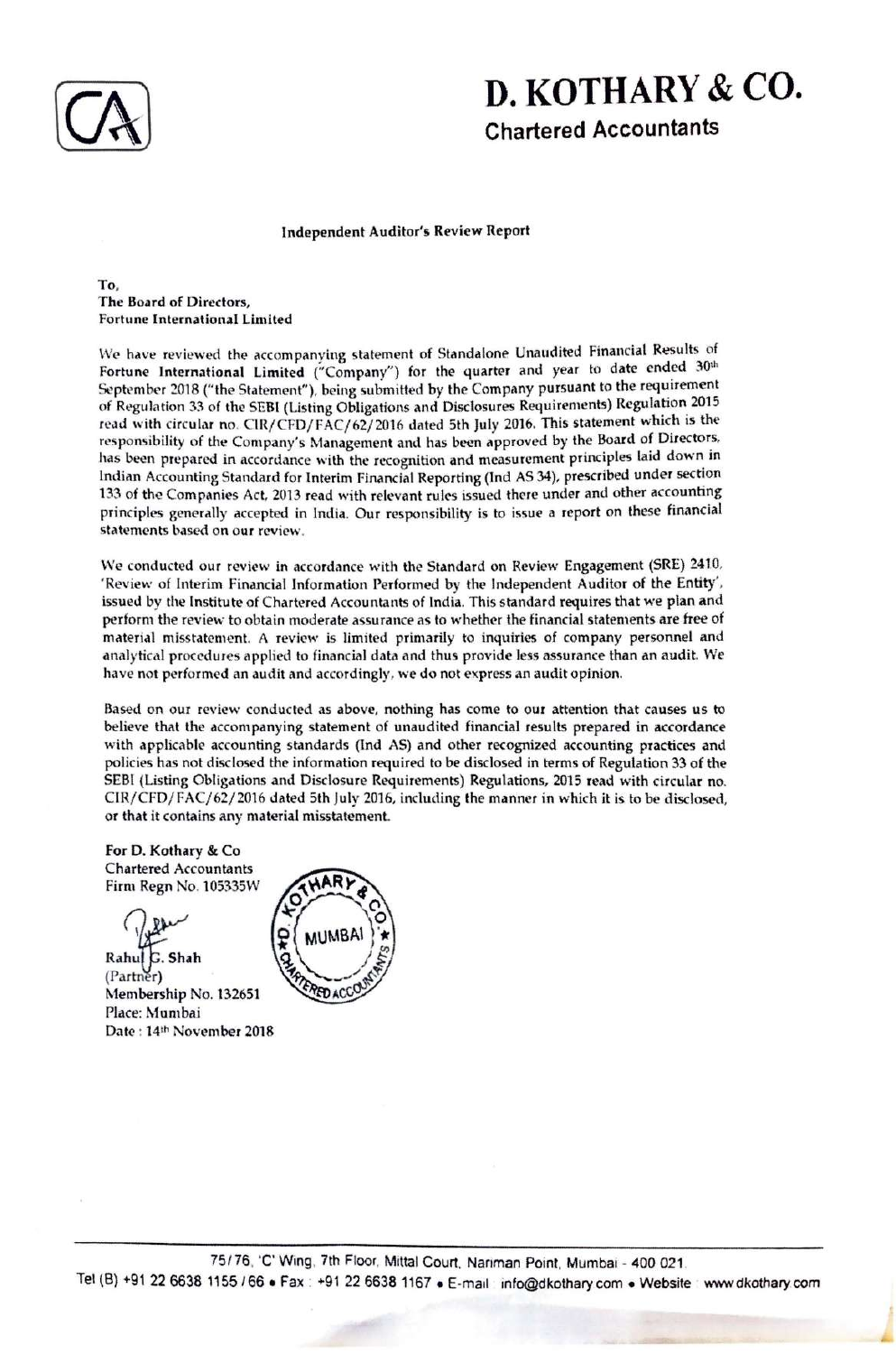# D. KOTHARY & CO.

## Chartered Accountants

### Independent Auditor's Review Report

**To,**
**The Board of Directors,**
**Fortune International Limited**

We have reviewed the accompanying statement of Standalone Unaudited Financial Results of **Fortune International Limited** ("Company") for the quarter and year to date ended 30th September 2018 ("the Statement"), being submitted by the Company pursuant to the requirement of Regulation 33 of the SEBI (Listing Obligations and Disclosures Requirements) Regulation 2015 read with circular no. CIR/CFD/FAC/62/2016 dated 5th July 2016. This statement which is the responsibility of the Company's Management and has been approved by the Board of Directors, has been prepared in accordance with the recognition and measurement principles laid down in Indian Accounting Standard for Interim Financial Reporting (Ind AS 34), prescribed under section 133 of the Companies Act, 2013 read with relevant rules issued there under and other accounting principles generally accepted in India. Our responsibility is to issue a report on these financial statements based on our review.

We conducted our review in accordance with the Standard on Review Engagement (SRE) 2410, 'Review of Interim Financial Information Performed by the Independent Auditor of the Entity', issued by the Institute of Chartered Accountants of India. This standard requires that we plan and perform the review to obtain moderate assurance as to whether the financial statements are free of material misstatement. A review is limited primarily to inquiries of company personnel and analytical procedures applied to financial data and thus provide less assurance than an audit. We have not performed an audit and accordingly, we do not express an audit opinion.

Based on our review conducted as above, nothing has come to our attention that causes us to believe that the accompanying statement of unaudited financial results prepared in accordance with applicable accounting standards (Ind AS) and other recognized accounting practices and policies has not disclosed the information required to be disclosed in terms of Regulation 33 of the SEBI (Listing Obligations and Disclosure Requirements) Regulations, 2015 read with circular no. CIR/CFD/FAC/62/2016 dated 5th July 2016, including the manner in which it is to be disclosed, or that it contains any material misstatement.

For D. Kothary & Co
Chartered Accountants
Firm Regn No. 105335W

Rahul G. Shah
(Partner)
Membership No. 132651
Place: Mumbai
Date : 14th November 2018

75/76, 'C' Wing, 7th Floor, Mittal Court, Nariman Point, Mumbai - 400 021.
Tel (B) +91 22 6638 1155 / 66 • Fax : +91 22 6638 1167 • E-mail : info@dkothary.com • Website : www.dkothary.com